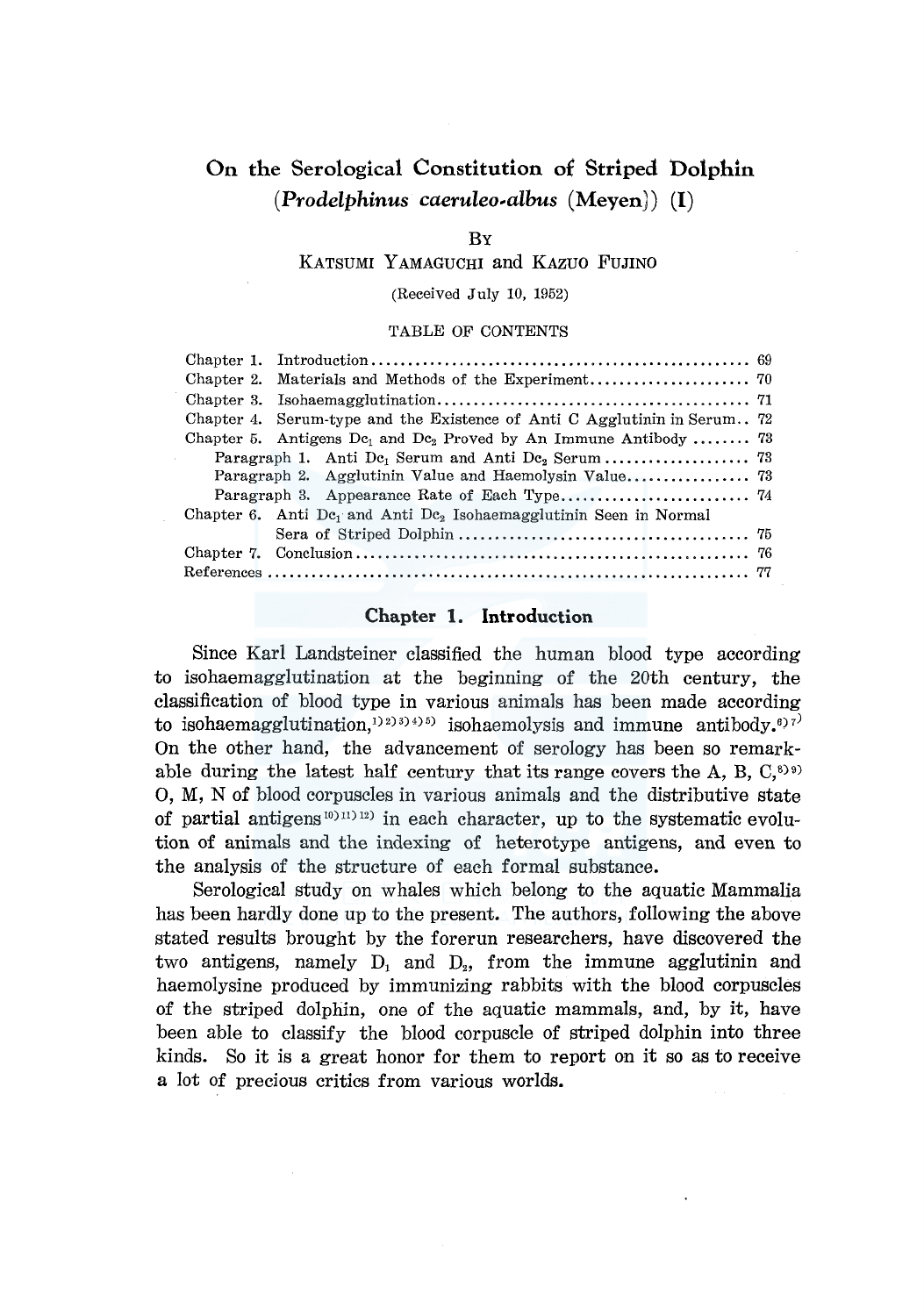# On the Serological Constitution of Striped Dolphin (*Prodelphinus caeruleo-albus* (Meyen)) (I)

By

Katsumi Yamaguchi and Kazuo Fujino

(Received July 10, 1952)

TABLE OF CONTENTS

| | |
|---|---|
| Chapter 1. Introduction | 69 |
| Chapter 2. Materials and Methods of the Experiment | 70 |
| Chapter 3. Isohaemagglutination | 71 |
| Chapter 4. Serum-type and the Existence of Anti C Agglutinin in Serum | 72 |
| Chapter 5. Antigens $Dc_1$ and $Dc_2$ Proved by An Immune Antibody | 73 |
| Paragraph 1. Anti $Dc_1$ Serum and Anti $Dc_2$ Serum | 73 |
| Paragraph 2. Agglutinin Value and Haemolysin Value | 73 |
| Paragraph 3. Appearance Rate of Each Type | 74 |
| Chapter 6. Anti $Dc_1$ and Anti $Dc_2$ Isohaemagglutinin Seen in Normal Sera of Striped Dolphin | 75 |
| Chapter 7. Conclusion | 76 |
| References | 77 |

## Chapter 1. Introduction

Since Karl Landsteiner classified the human blood type according to isohaemagglutination at the beginning of the 20th century, the classification of blood type in various animals has been made according to isohaemagglutination,[1)2)3)4)5)] isohaemolysis and immune antibody.[6)7)] On the other hand, the advancement of serology has been so remarkable during the latest half century that its range covers the A, B, C,[8)9)] O, M, N of blood corpuscles in various animals and the distributive state of partial antigens[10)11)12)] in each character, up to the systematic evolution of animals and the indexing of heterotype antigens, and even to the analysis of the structure of each formal substance.

Serological study on whales which belong to the aquatic Mammalia has been hardly done up to the present. The authors, following the above stated results brought by the forerun researchers, have discovered the two antigens, namely $D_1$ and $D_2$, from the immune agglutinin and haemolysine produced by immunizing rabbits with the blood corpuscles of the striped dolphin, one of the aquatic mammals, and, by it, have been able to classify the blood corpuscle of striped dolphin into three kinds. So it is a great honor for them to report on it so as to receive a lot of precious critics from various worlds.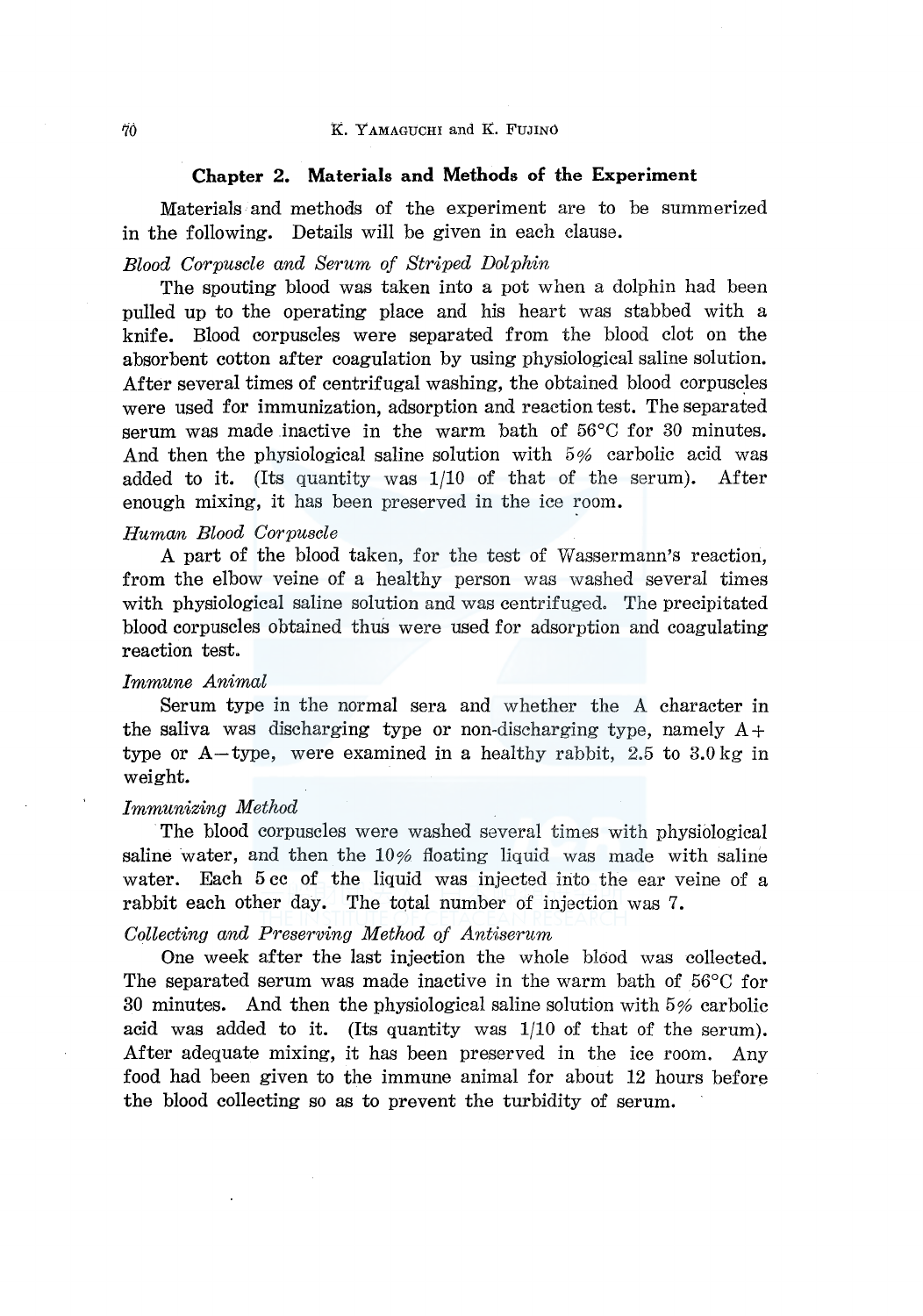## Chapter 2. Materials and Methods of the Experiment

Materials and methods of the experiment are to be summerized in the following. Details will be given in each clause.

*Blood Corpuscle and Serum of Striped Dolphin*

The spouting blood was taken into a pot when a dolphin had been pulled up to the operating place and his heart was stabbed with a knife. Blood corpuscles were separated from the blood clot on the absorbent cotton after coagulation by using physiological saline solution. After several times of centrifugal washing, the obtained blood corpuscles were used for immunization, adsorption and reaction test. The separated serum was made inactive in the warm bath of 56°C for 30 minutes. And then the physiological saline solution with 5% carbolic acid was added to it. (Its quantity was 1/10 of that of the serum). After enough mixing, it has been preserved in the ice room.

*Human Blood Corpuscle*

A part of the blood taken, for the test of Wassermann's reaction, from the elbow veine of a healthy person was washed several times with physiological saline solution and was centrifuged. The precipitated blood corpuscles obtained thus were used for adsorption and coagulating reaction test.

*Immune Animal*

Serum type in the normal sera and whether the A character in the saliva was discharging type or non-discharging type, namely A+ type or A− type, were examined in a healthy rabbit, 2.5 to 3.0 kg in weight.

*Immunizing Method*

The blood corpuscles were washed several times with physiological saline water, and then the 10% floating liquid was made with saline water. Each 5 cc of the liquid was injected into the ear veine of a rabbit each other day. The total number of injection was 7.

*Collecting and Preserving Method of Antiserum*

One week after the last injection the whole blood was collected. The separated serum was made inactive in the warm bath of 56°C for 30 minutes. And then the physiological saline solution with 5% carbolic acid was added to it. (Its quantity was 1/10 of that of the serum). After adequate mixing, it has been preserved in the ice room. Any food had been given to the immune animal for about 12 hours before the blood collecting so as to prevent the turbidity of serum.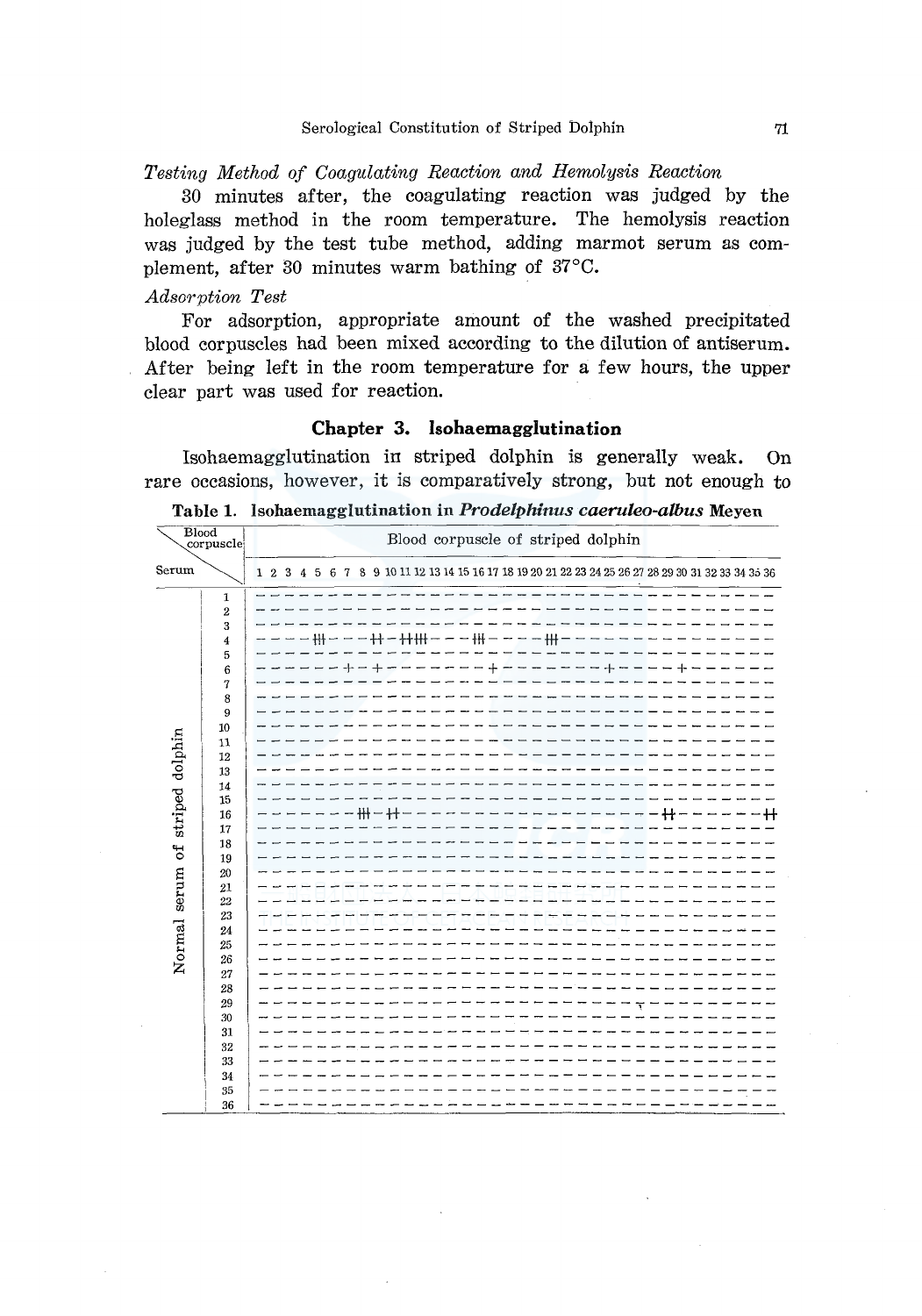*Testing Method of Coagulating Reaction and Hemolysis Reaction*

30 minutes after, the coagulating reaction was judged by the holeglass method in the room temperature. The hemolysis reaction was judged by the test tube method, adding marmot serum as complement, after 30 minutes warm bathing of 37°C.

*Adsorption Test*

For adsorption, appropriate amount of the washed precipitated blood corpuscles had been mixed according to the dilution of antiserum. After being left in the room temperature for a few hours, the upper clear part was used for reaction.

## Chapter 3. Isohaemagglutination

Isohaemagglutination in striped dolphin is generally weak. On rare occasions, however, it is comparatively strong, but not enough to

**Table 1. Isohaemagglutination in *Prodelphinus caeruleo-albus* Meyen**

| Serum (Normal serum of striped dolphin) \ Blood corpuscle of striped dolphin | 1 | 2 | 3 | 4 | 5 | 6 | 7 | 8 | 9 | 10 | 11 | 12 | 13 | 14 | 15 | 16 | 17 | 18 | 19 | 20 | 21 | 22 | 23 | 24 | 25 | 26 | 27 | 28 | 29 | 30 | 31 | 32 | 33 | 34 | 35 | 36 |
|---|---|---|---|---|---|---|---|---|---|---|---|---|---|---|---|---|---|---|---|---|---|---|---|---|---|---|---|---|---|---|---|---|---|---|---|---|
| 1 | - | - | - | - | - | - | - | - | - | - | - | - | - | - | - | - | - | - | - | - | - | - | - | - | - | - | - | - | - | - | - | - | - | - | - | - |
| 2 | - | - | - | - | - | - | - | - | - | - | - | - | - | - | - | - | - | - | - | - | - | - | - | - | - | - | - | - | - | - | - | - | - | - | - | - |
| 3 | - | - | - | - | - | - | - | - | - | - | - | - | - | - | - | - | - | - | - | - | - | - | - | - | - | - | - | - | - | - | - | - | - | - | - | - |
| 4 | - | - | - | - | +++ | - | - | - | ++ | - | ++ | +++ | - | - | - | +++ | - | - | - | - | +++ | - | - | - | - | - | - | - | - | - | - | - | - | - | - | - |
| 5 | - | - | - | - | - | - | - | - | - | - | - | - | - | - | - | - | - | - | - | - | - | - | - | - | - | - | - | - | - | - | - | - | - | - | - | - |
| 6 | - | - | - | - | - | - | + | - | + | - | - | - | - | - | + | - | - | - | - | - | - | - | - | - | + | - | - | - | - | + | - | - | - | - | - | - |
| 7 | - | - | - | - | - | - | - | - | - | - | - | - | - | - | - | - | - | - | - | - | - | - | - | - | - | - | - | - | - | - | - | - | - | - | - | - |
| 8 | - | - | - | - | - | - | - | - | - | - | - | - | - | - | - | - | - | - | - | - | - | - | - | - | - | - | - | - | - | - | - | - | - | - | - | - |
| 9 | - | - | - | - | - | - | - | - | - | - | - | - | - | - | - | - | - | - | - | - | - | - | - | - | - | - | - | - | - | - | - | - | - | - | - | - |
| 10 | - | - | - | - | - | - | - | - | - | - | - | - | - | - | - | - | - | - | - | - | - | - | - | - | - | - | - | - | - | - | - | - | - | - | - | - |
| 11 | - | - | - | - | - | - | - | - | - | - | - | - | - | - | - | - | - | - | - | - | - | - | - | - | - | - | - | - | - | - | - | - | - | - | - | - |
| 12 | - | - | - | - | - | - | - | - | - | - | - | - | - | - | - | - | - | - | - | - | - | - | - | - | - | - | - | - | - | - | - | - | - | - | - | - |
| 13 | - | - | - | - | - | - | - | - | - | - | - | - | - | - | - | - | - | - | - | - | - | - | - | - | - | - | - | - | - | - | - | - | - | - | - | - |
| 14 | - | - | - | - | - | - | - | - | - | - | - | - | - | - | - | - | - | - | - | - | - | - | - | - | - | - | - | - | - | - | - | - | - | - | - | - |
| 15 | - | - | - | - | - | - | - | - | - | - | - | - | - | - | - | - | - | - | - | - | - | - | - | - | - | - | - | - | - | - | - | - | - | - | - | - |
| 16 | - | - | - | - | - | - | - | +++ | - | ++ | - | - | - | - | - | - | - | - | - | - | - | - | - | - | - | - | - | - | ++ | - | - | - | - | - | - | ++ |
| 17 | - | - | - | - | - | - | - | - | - | - | - | - | - | - | - | - | - | - | - | - | - | - | - | - | - | - | - | - | - | - | - | - | - | - | - | - |
| 18 | - | - | - | - | - | - | - | - | - | - | - | - | - | - | - | - | - | - | - | - | - | - | - | - | - | - | - | - | - | - | - | - | - | - | - | - |
| 19 | - | - | - | - | - | - | - | - | - | - | - | - | - | - | - | - | - | - | - | - | - | - | - | - | - | - | - | - | - | - | - | - | - | - | - | - |
| 20 | - | - | - | - | - | - | - | - | - | - | - | - | - | - | - | - | - | - | - | - | - | - | - | - | - | - | - | - | - | - | - | - | - | - | - | - |
| 21 | - | - | - | - | - | - | - | - | - | - | - | - | - | - | - | - | - | - | - | - | - | - | - | - | - | - | - | - | - | - | - | - | - | - | - | - |
| 22 | - | - | - | - | - | - | - | - | - | - | - | - | - | - | - | - | - | - | - | - | - | - | - | - | - | - | - | - | - | - | - | - | - | - | - | - |
| 23 | - | - | - | - | - | - | - | - | - | - | - | - | - | - | - | - | - | - | - | - | - | - | - | - | - | - | - | - | - | - | - | - | - | - | - | - |
| 24 | - | - | - | - | - | - | - | - | - | - | - | - | - | - | - | - | - | - | - | - | - | - | - | - | - | - | - | - | - | - | - | - | - | - | - | - |
| 25 | - | - | - | - | - | - | - | - | - | - | - | - | - | - | - | - | - | - | - | - | - | - | - | - | - | - | - | - | - | - | - | - | - | - | - | - |
| 26 | - | - | - | - | - | - | - | - | - | - | - | - | - | - | - | - | - | - | - | - | - | - | - | - | - | - | - | - | - | - | - | - | - | - | - | - |
| 27 | - | - | - | - | - | - | - | - | - | - | - | - | - | - | - | - | - | - | - | - | - | - | - | - | - | - | - | - | - | - | - | - | - | - | - | - |
| 28 | - | - | - | - | - | - | - | - | - | - | - | - | - | - | - | - | - | - | - | - | - | - | - | - | - | - | - | - | - | - | - | - | - | - | - | - |
| 29 | - | - | - | - | - | - | - | - | - | - | - | - | - | - | - | - | - | - | - | - | - | - | - | - | - | - | ± | - | - | - | - | - | - | - | - | - |
| 30 | - | - | - | - | - | - | - | - | - | - | - | - | - | - | - | - | - | - | - | - | - | - | - | - | - | - | - | - | - | - | - | - | - | - | - | - |
| 31 | - | - | - | - | - | - | - | - | - | - | - | - | - | - | - | - | - | - | - | - | - | - | - | - | - | - | - | - | - | - | - | - | - | - | - | - |
| 32 | - | - | - | - | - | - | - | - | - | - | - | - | - | - | - | - | - | - | - | - | - | - | - | - | - | - | - | - | - | - | - | - | - | - | - | - |
| 33 | - | - | - | - | - | - | - | - | - | - | - | - | - | - | - | - | - | - | - | - | - | - | - | - | - | - | - | - | - | - | - | - | - | - | - | - |
| 34 | - | - | - | - | - | - | - | - | - | - | - | - | - | - | - | - | - | - | - | - | - | - | - | - | - | - | - | - | - | - | - | - | - | - | - | - |
| 35 | - | - | - | - | - | - | - | - | - | - | - | - | - | - | - | - | - | - | - | - | - | - | - | - | - | - | - | - | - | - | - | - | - | - | - | - |
| 36 | - | - | - | - | - | - | - | - | - | - | - | - | - | - | - | - | - | - | - | - | - | - | - | - | - | - | - | - | - | - | - | - | - | - | - | - |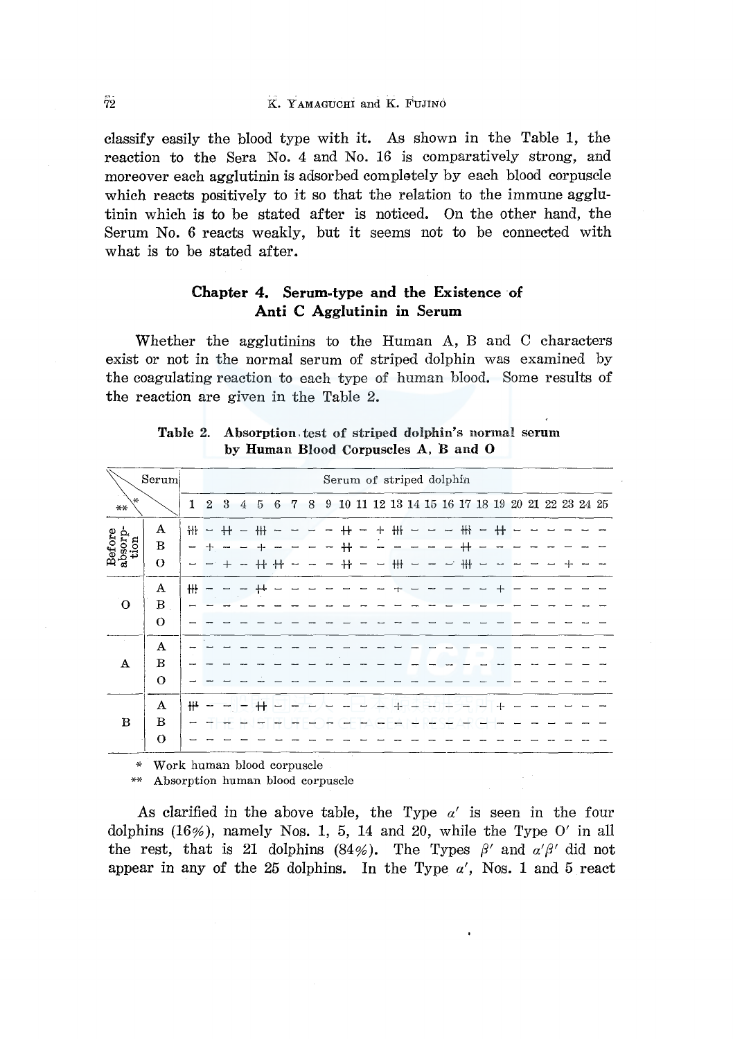classify easily the blood type with it. As shown in the Table 1, the reaction to the Sera No. 4 and No. 16 is comparatively strong, and moreover each agglutinin is adsorbed completely by each blood corpuscle which reacts positively to it so that the relation to the immune agglutinin which is to be stated after is noticed. On the other hand, the Serum No. 6 reacts weakly, but it seems not to be connected with what is to be stated after.

## Chapter 4. Serum-type and the Existence of Anti C Agglutinin in Serum

Whether the agglutinins to the Human A, B and C characters exist or not in the normal serum of striped dolphin was examined by the coagulating reaction to each type of human blood. Some results of the reaction are given in the Table 2.

**Table 2. Absorption test of striped dolphin's normal serum by Human Blood Corpuscles A, B and O**

| ** \ * Serum | | Serum of striped dolphin | | | | | | | | | | | | | | | | | | | | | | | | |
|---|---|---|---|---|---|---|---|---|---|---|---|---|---|---|---|---|---|---|---|---|---|---|---|---|---|---|
| | | 1 | 2 | 3 | 4 | 5 | 6 | 7 | 8 | 9 | 10 | 11 | 12 | 13 | 14 | 15 | 16 | 17 | 18 | 19 | 20 | 21 | 22 | 23 | 24 | 25 |
| Before absorption | A | +++ | – | ++ | – | +++ | – | – | – | – | ++ | – | + | +++ | – | – | – | +++ | – | ++ | – | – | – | – | – | – |
| | B | – | + | – | – | + | – | – | – | – | ++ | – | – | – | – | – | – | ++ | – | – | – | – | – | – | – | – |
| | O | – | – | + | – | ++ | ++ | – | – | – | ++ | – | – | +++ | – | – | – | +++ | – | – | – | – | – | + | – | – |
| O | A | +++ | – | – | – | ++ | – | – | – | – | – | – | – | + | – | – | – | – | – | + | – | – | – | – | – | – |
| | B | – | – | – | – | – | – | – | – | – | – | – | – | – | – | – | – | – | – | – | – | – | – | – | – | – |
| | O | – | – | – | – | – | – | – | – | – | – | – | – | – | – | – | – | – | – | – | – | – | – | – | – | – |
| A | A | – | – | – | – | – | – | – | – | – | – | – | – | – | – | – | – | – | – | – | – | – | – | – | – | – |
| | B | – | – | – | – | – | – | – | – | – | – | – | – | – | – | – | – | – | – | – | – | – | – | – | – | – |
| | O | – | – | – | – | – | – | – | – | – | – | – | – | – | – | – | – | – | – | – | – | – | – | – | – | – |
| B | A | +++ | – | – | – | ++ | – | – | – | – | – | – | – | + | – | – | – | – | – | + | – | – | – | – | – | – |
| | B | – | – | – | – | – | – | – | – | – | – | – | – | – | – | – | – | – | – | – | – | – | – | – | – | – |
| | O | – | – | – | – | – | – | – | – | – | – | – | – | – | – | – | – | – | – | – | – | – | – | – | – | – |

\* Work human blood corpuscle
\** Absorption human blood corpuscle

As clarified in the above table, the Type $\alpha'$ is seen in the four dolphins (16%), namely Nos. 1, 5, 14 and 20, while the Type O′ in all the rest, that is 21 dolphins (84%). The Types $\beta'$ and $\alpha'\beta'$ did not appear in any of the 25 dolphins. In the Type $\alpha'$, Nos. 1 and 5 react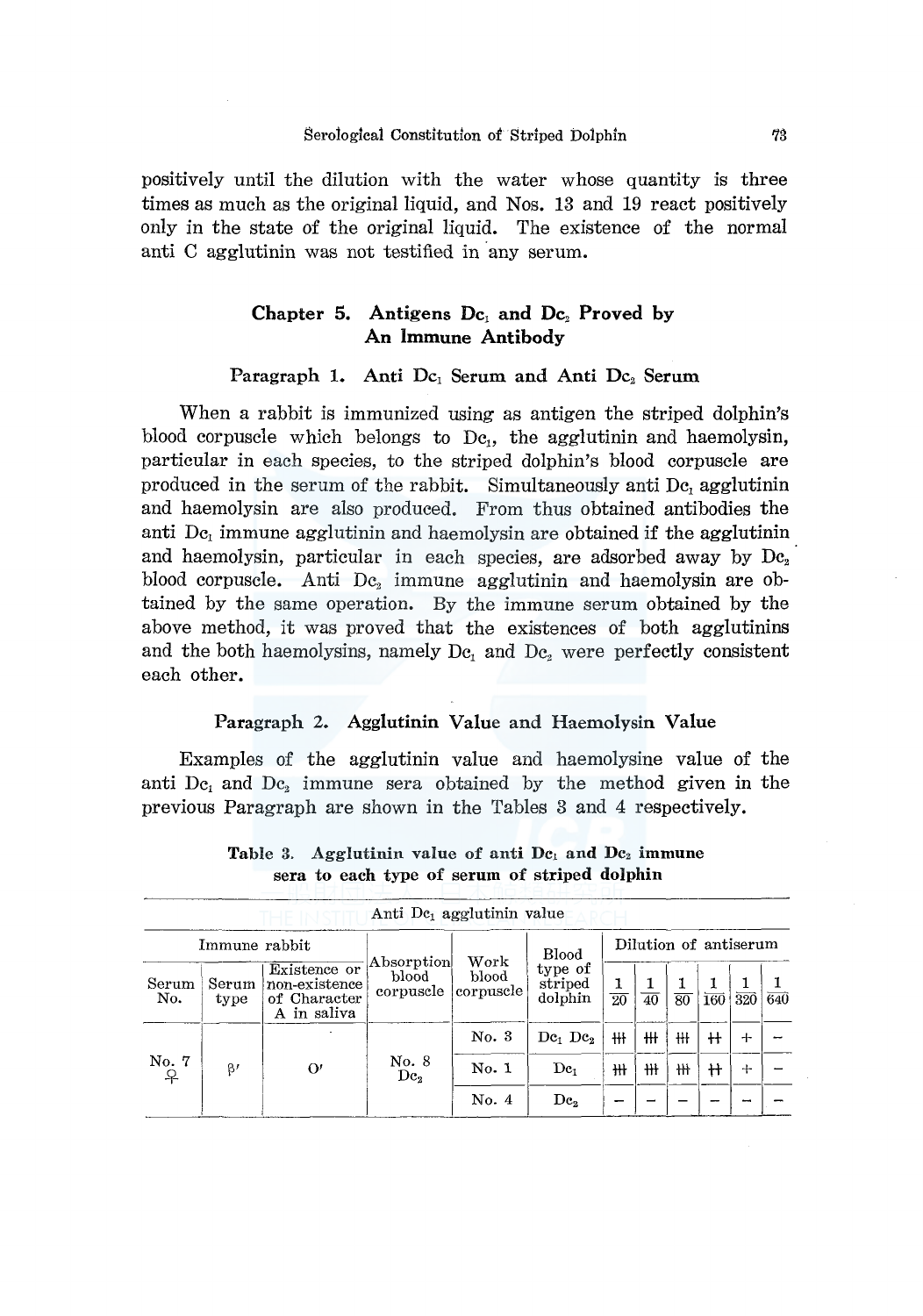positively until the dilution with the water whose quantity is three times as much as the original liquid, and Nos. 13 and 19 react positively only in the state of the original liquid. The existence of the normal anti C agglutinin was not testified in any serum.

## Chapter 5. Antigens $Dc_1$ and $Dc_2$ Proved by An Immune Antibody

### Paragraph 1. Anti $Dc_1$ Serum and Anti $Dc_2$ Serum

When a rabbit is immunized using as antigen the striped dolphin's blood corpuscle which belongs to $Dc_1$, the agglutinin and haemolysin, particular in each species, to the striped dolphin's blood corpuscle are produced in the serum of the rabbit. Simultaneously anti $Dc_1$ agglutinin and haemolysin are also produced. From thus obtained antibodies the anti $Dc_1$ immune agglutinin and haemolysin are obtained if the agglutinin and haemolysin, particular in each species, are adsorbed away by $Dc_2$ blood corpuscle. Anti $Dc_2$ immune agglutinin and haemolysin are obtained by the same operation. By the immune serum obtained by the above method, it was proved that the existences of both agglutinins and the both haemolysins, namely $Dc_1$ and $Dc_2$ were perfectly consistent each other.

### Paragraph 2. Agglutinin Value and Haemolysin Value

Examples of the agglutinin value and haemolysine value of the anti $Dc_1$ and $Dc_2$ immune sera obtained by the method given in the previous Paragraph are shown in the Tables 3 and 4 respectively.

**Table 3. Agglutinin value of anti $Dc_1$ and $Dc_2$ immune sera to each type of serum of striped dolphin**

| Anti $Dc_1$ agglutinin value | | | | | | | | | | | |
|---|---|---|---|---|---|---|---|---|---|---|---|
| Immune rabbit | | | Absorption blood corpuscle | Work blood corpuscle | Blood type of striped dolphin | Dilution of antiserum | | | | | |
| Serum No. | Serum type | Existence or non-existence of Character A in saliva | | | | $\frac{1}{20}$ | $\frac{1}{40}$ | $\frac{1}{80}$ | $\frac{1}{160}$ | $\frac{1}{320}$ | $\frac{1}{640}$ |
| No. 7 ♀ | β′ | O′ | No. 8 $Dc_2$ | No. 3 | $Dc_1$ $Dc_2$ | ⧻ | ⧻ | ⧻ | ++ | + | − |
| | | | | No. 1 | $Dc_1$ | ⧻ | ⧻ | ⧻ | ++ | + | − |
| | | | | No. 4 | $Dc_2$ | − | − | − | − | − | − |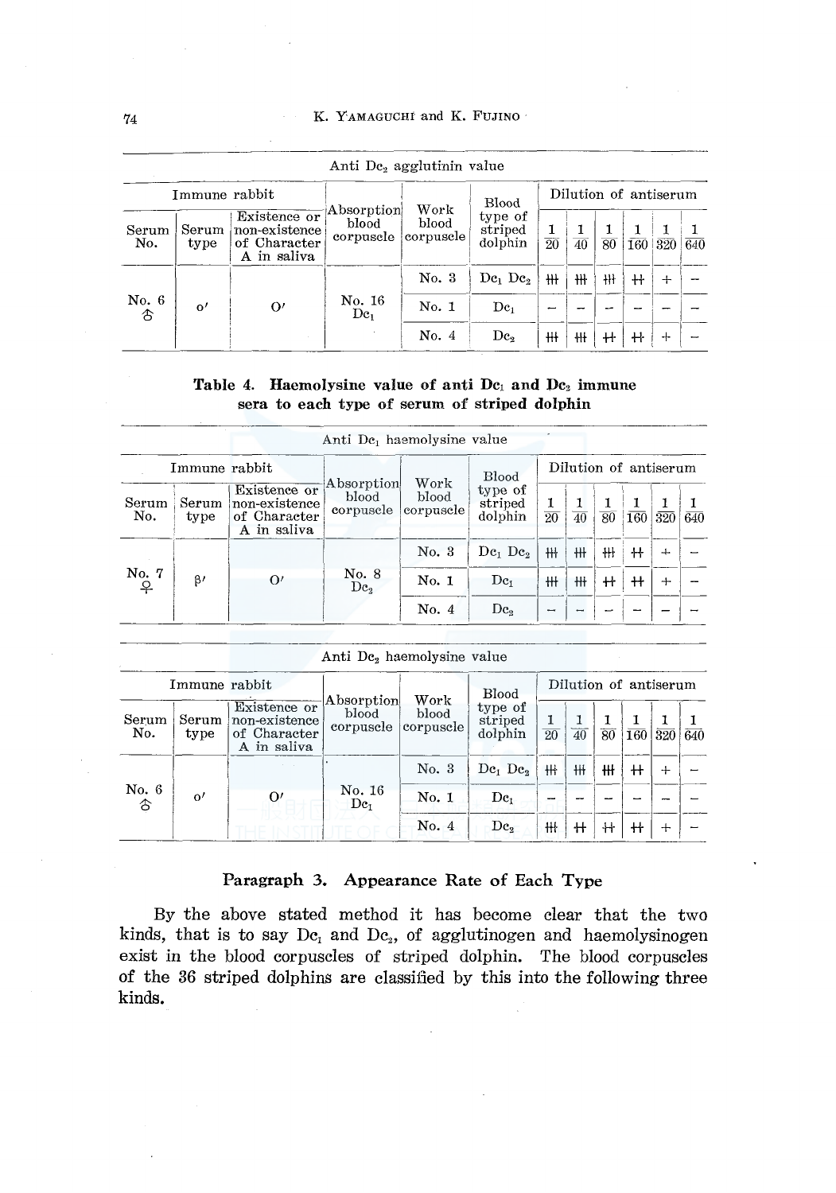| Anti $Dc_2$ agglutinin value | | | | | | | | | | | |
|---|---|---|---|---|---|---|---|---|---|---|---|
| Immune rabbit | | | Absorption blood corpuscle | Work blood corpuscle | Blood type of striped dolphin | Dilution of antiserum | | | | | |
| Serum No. | Serum type | Existence or non-existence of Character A in saliva | | | | $\frac{1}{20}$ | $\frac{1}{40}$ | $\frac{1}{80}$ | $\frac{1}{160}$ | $\frac{1}{320}$ | $\frac{1}{640}$ |
| No. 6 ♂ | o′ | O′ | No. 16 $Dc_1$ | No. 3 | $Dc_1$ $Dc_2$ | ⧻ | ⧻ | ⧻ | ++ | + | − |
| | | | | No. 1 | $Dc_1$ | − | − | − | − | − | − |
| | | | | No. 4 | $Dc_2$ | ⧻ | ⧻ | ++ | ++ | + | − |

**Table 4. Haemolysine value of anti $Dc_1$ and $Dc_2$ immune sera to each type of serum of striped dolphin**

| Anti $Dc_1$ haemolysine value | | | | | | | | | | | |
|---|---|---|---|---|---|---|---|---|---|---|---|
| Immune rabbit | | | Absorption blood corpuscle | Work blood corpuscle | Blood type of striped dolphin | Dilution of antiserum | | | | | |
| Serum No. | Serum type | Existence or non-existence of Character A in saliva | | | | $\frac{1}{20}$ | $\frac{1}{40}$ | $\frac{1}{80}$ | $\frac{1}{160}$ | $\frac{1}{320}$ | $\frac{1}{640}$ |
| No. 7 ♀ | β′ | O′ | No. 8 $Dc_2$ | No. 3 | $Dc_1$ $Dc_2$ | ⧻ | ⧻ | ⧻ | ++ | + | − |
| | | | | No. 1 | $Dc_1$ | ⧻ | ⧻ | ++ | ++ | + | − |
| | | | | No. 4 | $Dc_2$ | − | − | − | − | − | − |

| Anti $Dc_2$ haemolysine value | | | | | | | | | | | |
|---|---|---|---|---|---|---|---|---|---|---|---|
| Immune rabbit | | | Absorption blood corpuscle | Work blood corpuscle | Blood type of striped dolphin | Dilution of antiserum | | | | | |
| Serum No. | Serum type | Existence or non-existence of Character A in saliva | | | | $\frac{1}{20}$ | $\frac{1}{40}$ | $\frac{1}{80}$ | $\frac{1}{160}$ | $\frac{1}{320}$ | $\frac{1}{640}$ |
| No. 6 ♂ | o′ | O′ | No. 16 $Dc_1$ | No. 3 | $Dc_1$ $Dc_2$ | ⧻ | ⧻ | ⧻ | ++ | + | − |
| | | | | No. 1 | $Dc_1$ | − | − | − | − | − | − |
| | | | | No. 4 | $Dc_2$ | ⧻ | ++ | ++ | ++ | + | − |

### Paragraph 3. Appearance Rate of Each Type

By the above stated method it has become clear that the two kinds, that is to say $Dc_1$ and $Dc_2$, of agglutinogen and haemolysinogen exist in the blood corpuscles of striped dolphin. The blood corpuscles of the 36 striped dolphins are classified by this into the following three kinds.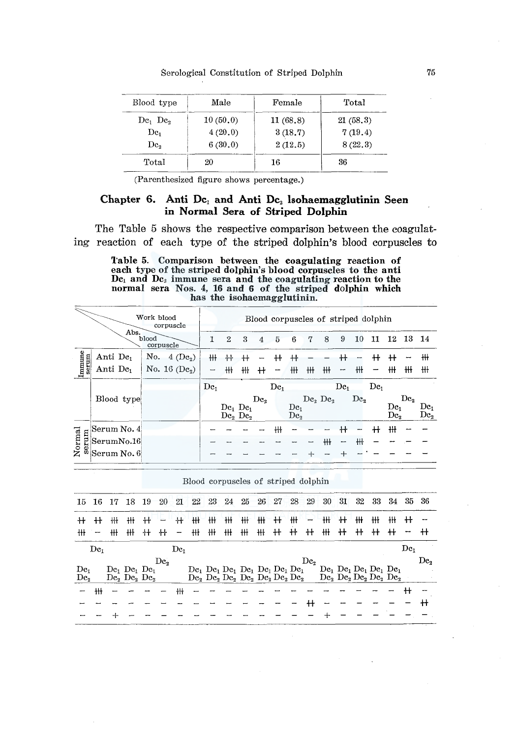| Blood type | Male | Female | Total |
|---|---|---|---|
| $Dc_1$ $Dc_2$ | 10 (50.0) | 11 (68.8) | 21 (58.3) |
| $Dc_1$ | 4 (20.0) | 3 (18.7) | 7 (19.4) |
| $Dc_2$ | 6 (30.0) | 2 (12.5) | 8 (22.3) |
| Total | 20 | 16 | 36 |

(Parenthesized figure shows percentage.)

## Chapter 6. Anti $Dc_1$ and Anti $Dc_2$ Isohaemagglutinin Seen in Normal Sera of Striped Dolphin

The Table 5 shows the respective comparison between the coagulating reaction of each type of the striped dolphin's blood corpuscles to

**Table 5. Comparison between the coagulating reaction of each type of the striped dolphin's blood corpuscles to the anti $Dc_1$ and $Dc_2$ immune sera and the coagulating reaction to the normal sera Nos. 4, 16 and 6 of the striped dolphin which has the isohaemagglutinin.**

| | | Work blood corpuscle / Abs. blood corpuscle | Blood corpuscles of striped dolphin | | | | | | | | | | | | | |
|---|---|---|---|---|---|---|---|---|---|---|---|---|---|---|---|---|
| | | | 1 | 2 | 3 | 4 | 5 | 6 | 7 | 8 | 9 | 10 | 11 | 12 | 13 | 14 |
| Immune serum | Anti $Dc_1$ | No. 4 ($Dc_2$) | +++ | ++ | ++ | − | ++ | ++ | − | − | ++ | − | ++ | ++ | − | +++ |
| | Anti $Dc_1$ | No. 16 ($Dc_2$) | − | +++ | +++ | ++ | − | +++ | +++ | +++ | − | +++ | − | +++ | +++ | +++ |
| | Blood type | | $Dc_1$ | $Dc_1$ $Dc_2$ | $Dc_1$ $Dc_2$ | $Dc_2$ | $Dc_1$ | $Dc_1$ $Dc_2$ | $Dc_2$ | $Dc_2$ | $Dc_1$ | $Dc_2$ | $Dc_1$ | $Dc_1$ $Dc_2$ | $Dc_2$ | $Dc_1$ $Dc_2$ |
| Normal serum | Serum No. 4 | | − | − | − | − | +++ | − | − | − | ++ | − | ++ | +++ | − | − |
| | Serum No. 16 | | − | − | − | − | − | − | − | +++ | − | +++ | − | − | − | − |
| | Serum No. 6 | | − | − | − | − | − | − | + | − | + | − | − | − | − | − |

| Blood corpuscles of striped dolphin | | | | | | | | | | | | | | | | | | | | | |
|---|---|---|---|---|---|---|---|---|---|---|---|---|---|---|---|---|---|---|---|---|---|
| 15 | 16 | 17 | 18 | 19 | 20 | 21 | 22 | 23 | 24 | 25 | 26 | 27 | 28 | 29 | 30 | 31 | 32 | 33 | 34 | 35 | 36 |
| ++ | ++ | +++ | +++ | ++ | − | ++ | +++ | +++ | +++ | +++ | +++ | ++ | +++ | − | +++ | ++ | +++ | +++ | +++ | ++ | − |
| +++ | − | +++ | +++ | ++ | ++ | − | +++ | +++ | +++ | +++ | +++ | ++ | ++ | ++ | +++ | ++ | ++ | ++ | ++ | − | ++ |
| $Dc_1$ $Dc_2$ | $Dc_1$ | $Dc_1$ $Dc_2$ | $Dc_1$ $Dc_2$ | $Dc_1$ $Dc_2$ | $Dc_2$ | $Dc_1$ | $Dc_1$ $Dc_2$ | $Dc_1$ $Dc_2$ | $Dc_1$ $Dc_2$ | $Dc_1$ $Dc_2$ | $Dc_1$ $Dc_2$ | $Dc_1$ $Dc_2$ | $Dc_1$ $Dc_2$ | $Dc_2$ | $Dc_1$ $Dc_2$ | $Dc_1$ $Dc_2$ | $Dc_1$ $Dc_2$ | $Dc_1$ $Dc_2$ | $Dc_1$ $Dc_2$ | $Dc_1$ | $Dc_2$ |
| − | +++ | − | − | − | − | +++ | − | − | − | − | − | − | − | − | − | − | − | − | − | ++ | − |
| − | − | − | − | − | − | − | − | − | − | − | − | − | − | ++ | − | − | − | − | − | − | ++ |
| − | − | + | − | − | − | − | − | − | − | − | − | − | − | − | + | − | − | − | − | − | − |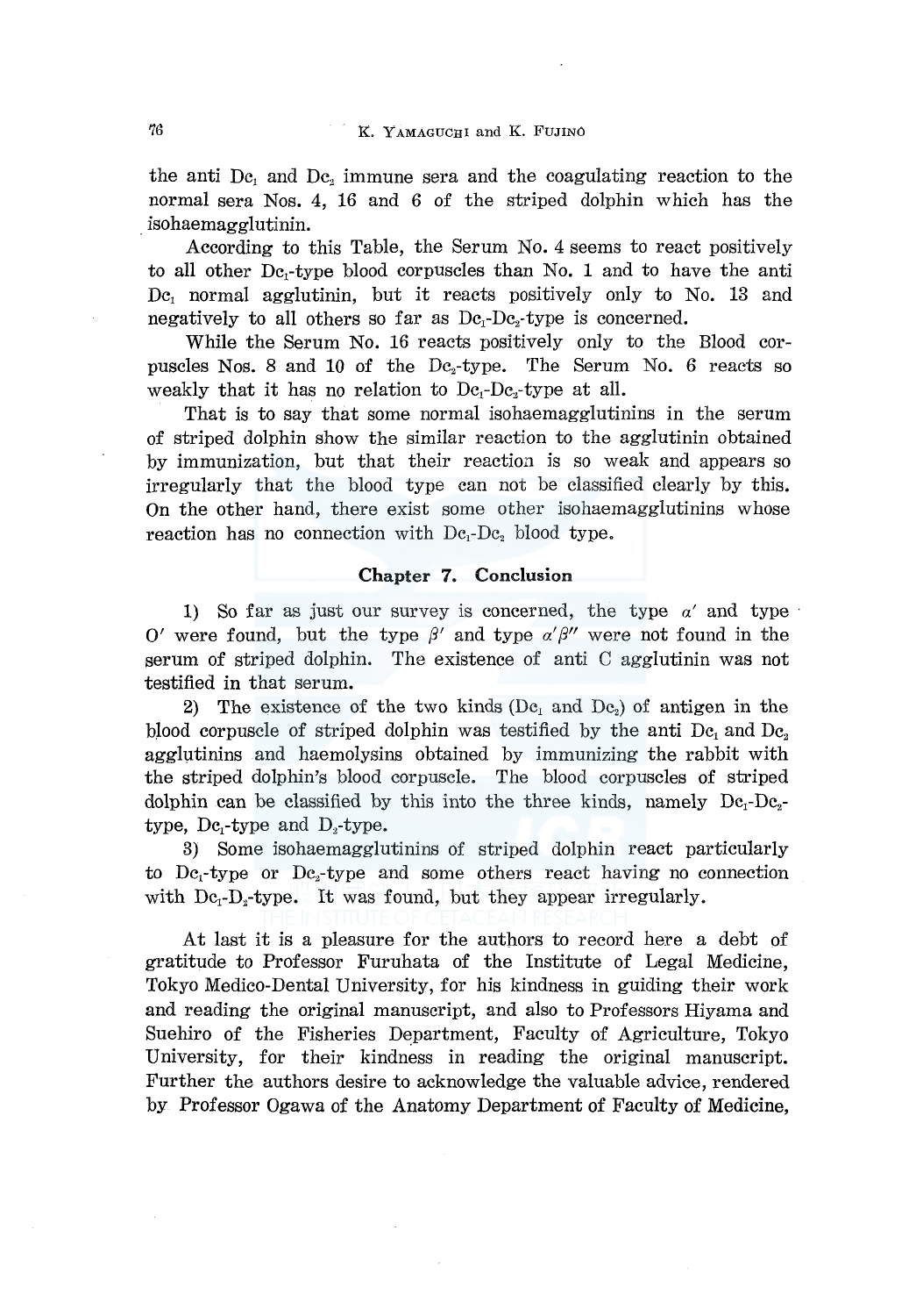the anti $Dc_1$ and $Dc_2$ immune sera and the coagulating reaction to the normal sera Nos. 4, 16 and 6 of the striped dolphin which has the isohaemagglutinin.

According to this Table, the Serum No. 4 seems to react positively to all other $Dc_1$-type blood corpuscles than No. 1 and to have the anti $Dc_1$ normal agglutinin, but it reacts positively only to No. 13 and negatively to all others so far as $Dc_1$-$Dc_2$-type is concerned.

While the Serum No. 16 reacts positively only to the Blood corpuscles Nos. 8 and 10 of the $Dc_2$-type. The Serum No. 6 reacts so weakly that it has no relation to $Dc_1$-$Dc_2$-type at all.

That is to say that some normal isohaemagglutinins in the serum of striped dolphin show the similar reaction to the agglutinin obtained by immunization, but that their reaction is so weak and appears so irregularly that the blood type can not be classified clearly by this. On the other hand, there exist some other isohaemagglutinins whose reaction has no connection with $Dc_1$-$Dc_2$ blood type.

## Chapter 7. Conclusion

1) So far as just our survey is concerned, the type $\alpha'$ and type $O'$ were found, but the type $\beta'$ and type $\alpha'\beta''$ were not found in the serum of striped dolphin. The existence of anti C agglutinin was not testified in that serum.

2) The existence of the two kinds ($Dc_1$ and $Dc_2$) of antigen in the blood corpuscle of striped dolphin was testified by the anti $Dc_1$ and $Dc_2$ agglutinins and haemolysins obtained by immunizing the rabbit with the striped dolphin's blood corpuscle. The blood corpuscles of striped dolphin can be classified by this into the three kinds, namely $Dc_1$-$Dc_2$-type, $Dc_1$-type and $D_2$-type.

3) Some isohaemagglutinins of striped dolphin react particularly to $Dc_1$-type or $Dc_2$-type and some others react having no connection with $Dc_1$-$D_2$-type. It was found, but they appear irregularly.

At last it is a pleasure for the authors to record here a debt of gratitude to Professor Furuhata of the Institute of Legal Medicine, Tokyo Medico-Dental University, for his kindness in guiding their work and reading the original manuscript, and also to Professors Hiyama and Suehiro of the Fisheries Department, Faculty of Agriculture, Tokyo University, for their kindness in reading the original manuscript. Further the authors desire to acknowledge the valuable advice, rendered by Professor Ogawa of the Anatomy Department of Faculty of Medicine,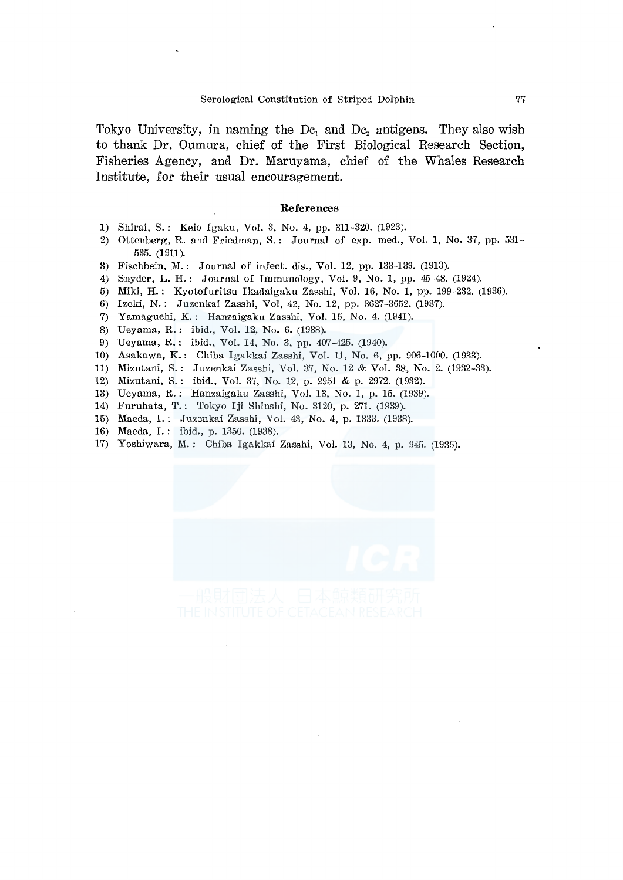Tokyo University, in naming the $Dc_1$ and $Dc_2$ antigens. They also wish to thank Dr. Oumura, chief of the First Biological Research Section, Fisheries Agency, and Dr. Maruyama, chief of the Whales Research Institute, for their usual encouragement.

### References

1) Shirai, S.: Keio Igaku, Vol. 3, No. 4, pp. 311-320. (1923).
2) Ottenberg, R. and Friedman, S.: Journal of exp. med., Vol. 1, No. 37, pp. 531-535. (1911).
3) Fischbein, M.: Journal of infect. dis., Vol. 12, pp. 133-139. (1913).
4) Snyder, L. H.: Journal of Immunology, Vol. 9, No. 1, pp. 45-48. (1924).
5) Miki, H.: Kyotofuritsu Ikadaigaku Zasshi, Vol. 16, No. 1, pp. 199-232. (1936).
6) Izeki, N.: Juzenkai Zasshi, Vol, 42, No. 12, pp. 3627-3652. (1937).
7) Yamaguchi, K.: Hanzaigaku Zasshi, Vol. 15, No. 4. (1941).
8) Ueyama, R.: ibid., Vol. 12, No. 6. (1938).
9) Ueyama, R.: ibid., Vol. 14, No. 3, pp. 407-425. (1940).
10) Asakawa, K.: Chiba Igakkai Zasshi, Vol. 11, No. 6, pp. 906-1000. (1933).
11) Mizutani, S.: Juzenkai Zasshi, Vol. 37, No. 12 & Vol. 38, No. 2. (1932-33).
12) Mizutani, S.: ibid., Vol. 37, No. 12, p. 2951 & p. 2972. (1932).
13) Ueyama, R.: Hanzaigaku Zasshi, Vol. 13, No. 1, p. 15. (1939).
14) Furuhata, T.: Tokyo Iji Shinshi, No. 3120, p. 271. (1939).
15) Maeda, I.: Juzenkai Zasshi, Vol. 43, No. 4, p. 1333. (1938).
16) Maeda, I.: ibid., p. 1350. (1938).
17) Yoshiwara, M.: Chiba Igakkai Zasshi, Vol. 13, No. 4, p. 945. (1935).